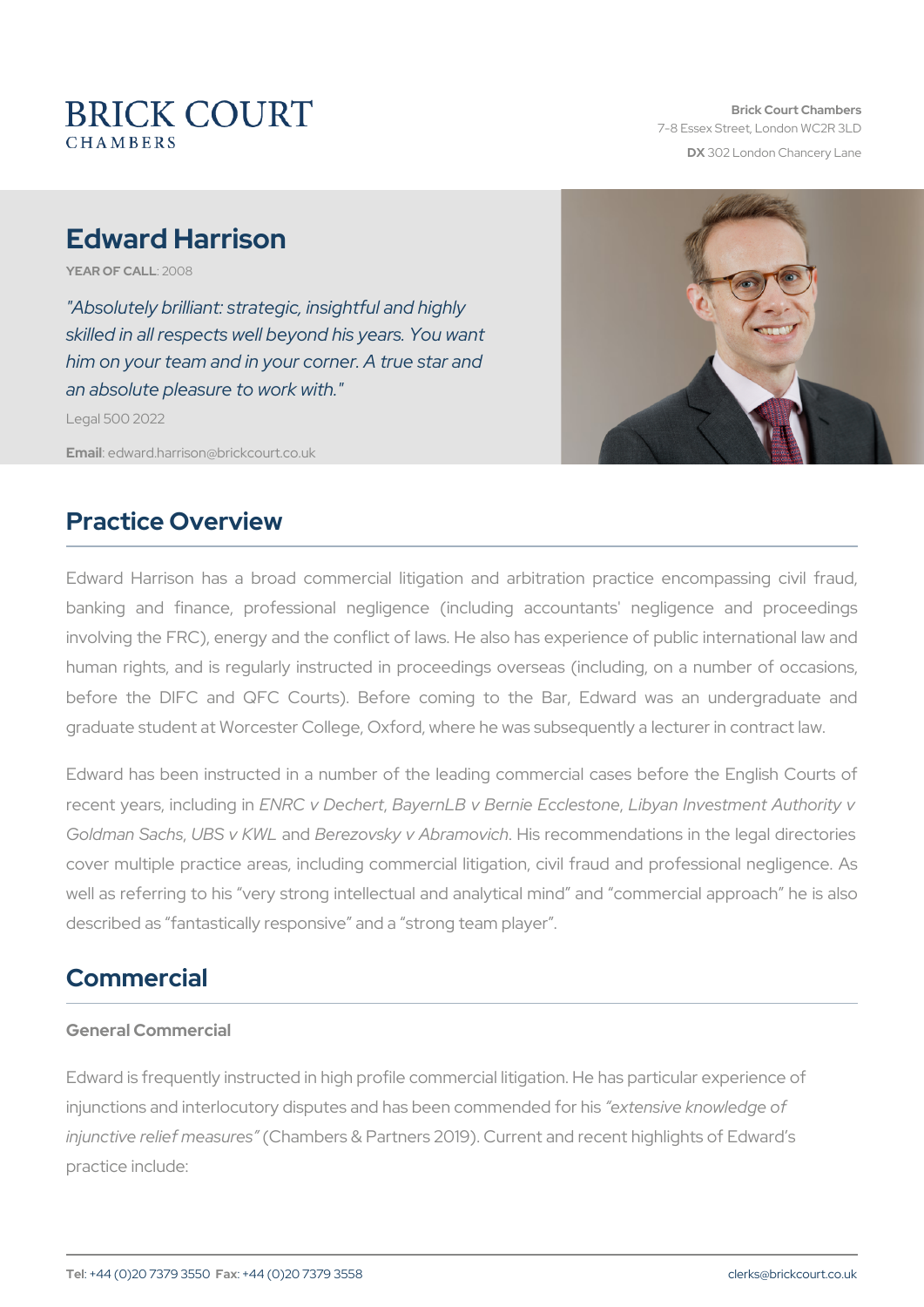Brick Court Chambers
7-8 Essex Street, London WC2R 3LD
**DX** 302 London Chancery Lane

# Edward Harrison

**YEAR OF CALL**: 2008

*"Absolutely brilliant: strategic, insightful and highly skilled in all respects well beyond his years. You want him on your team and in your corner. A true star and an absolute pleasure to work with."*

Legal 500 2022

**Email**: edward.harrison@brickcourt.co.uk

## Practice Overview

Edward Harrison has a broad commercial litigation and arbitration practice encompassing civil fraud, banking and finance, professional negligence (including accountants' negligence and proceedings involving the FRC), energy and the conflict of laws. He also has experience of public international law and human rights, and is regularly instructed in proceedings overseas (including, on a number of occasions, before the DIFC and QFC Courts). Before coming to the Bar, Edward was an undergraduate and graduate student at Worcester College, Oxford, where he was subsequently a lecturer in contract law.

Edward has been instructed in a number of the leading commercial cases before the English Courts of recent years, including in *ENRC v Dechert*, *BayernLB v Bernie Ecclestone*, *Libyan Investment Authority v Goldman Sachs*, *UBS v KWL* and *Berezovsky v Abramovich*. His recommendations in the legal directories cover multiple practice areas, including commercial litigation, civil fraud and professional negligence. As well as referring to his "very strong intellectual and analytical mind" and "commercial approach" he is also described as "fantastically responsive" and a "strong team player".

## Commercial

### General Commercial

Edward is frequently instructed in high profile commercial litigation. He has particular experience of injunctions and interlocutory disputes and has been commended for his *"extensive knowledge of injunctive relief measures"* (Chambers & Partners 2019). Current and recent highlights of Edward's practice include:

**Tel**: +44 (0)20 7379 3550 **Fax**: +44 (0)20 7379 3558 clerks@brickcourt.co.uk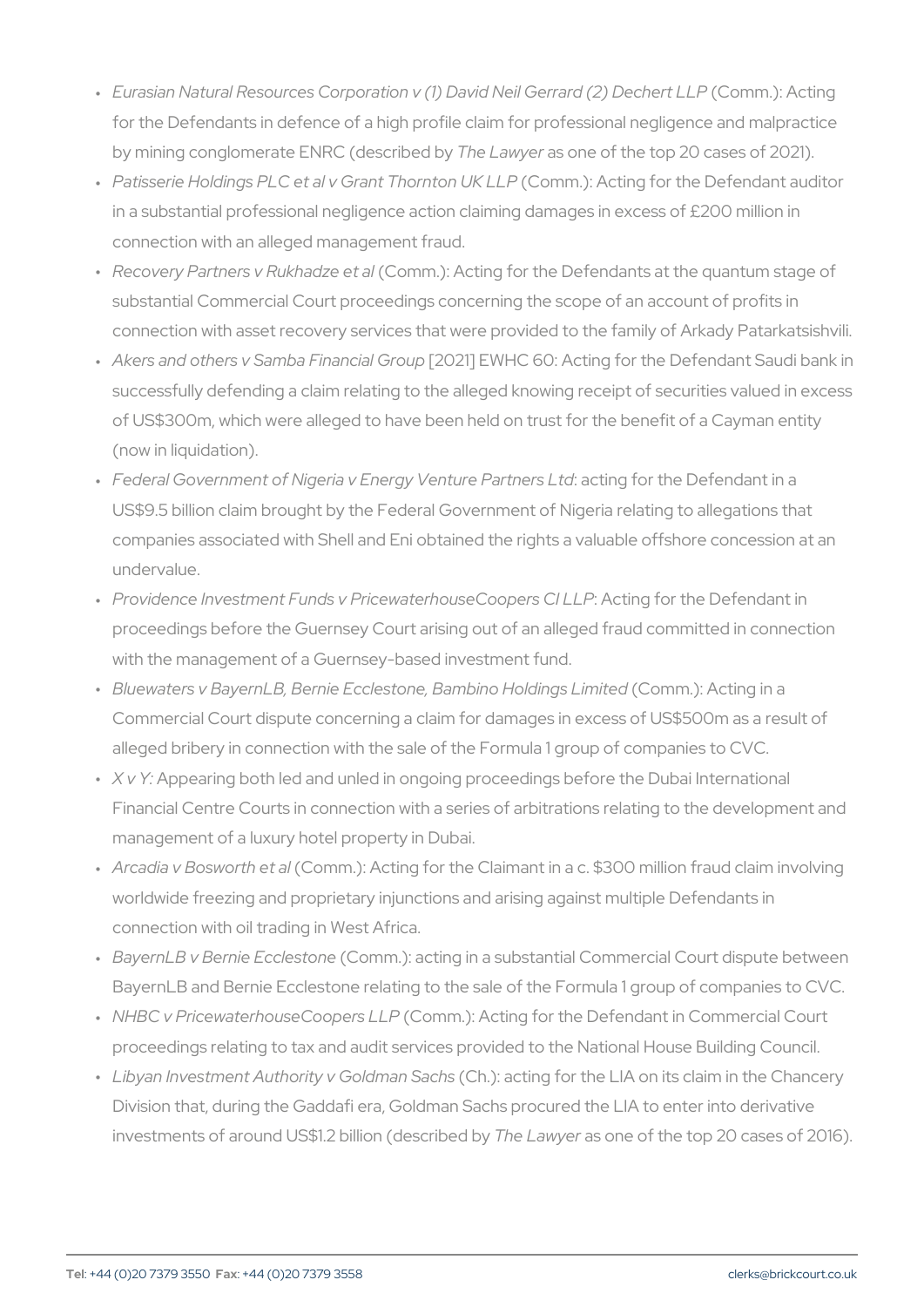- *Eurasian Natural Resources Corporation v (1) David Neil Gerrard (2) Dechert LLP* (Comm.): Acting for the Defendants in defence of a high profile claim for professional negligence and malpractice by mining conglomerate ENRC (described by *The Lawyer* as one of the top 20 cases of 2021).
- *Patisserie Holdings PLC et al v Grant Thornton UK LLP* (Comm.): Acting for the Defendant auditor in a substantial professional negligence action claiming damages in excess of £200 million in connection with an alleged management fraud.
- *Recovery Partners v Rukhadze et al* (Comm.): Acting for the Defendants at the quantum stage of substantial Commercial Court proceedings concerning the scope of an account of profits in connection with asset recovery services that were provided to the family of Arkady Patarkatsishvili.
- *Akers and others v Samba Financial Group* [2021] EWHC 60: Acting for the Defendant Saudi bank in successfully defending a claim relating to the alleged knowing receipt of securities valued in excess of US$300m, which were alleged to have been held on trust for the benefit of a Cayman entity (now in liquidation).
- *Federal Government of Nigeria v Energy Venture Partners Ltd*: acting for the Defendant in a US$9.5 billion claim brought by the Federal Government of Nigeria relating to allegations that companies associated with Shell and Eni obtained the rights a valuable offshore concession at an undervalue.
- *Providence Investment Funds v PricewaterhouseCoopers CI LLP*: Acting for the Defendant in proceedings before the Guernsey Court arising out of an alleged fraud committed in connection with the management of a Guernsey-based investment fund.
- *Bluewaters v BayernLB, Bernie Ecclestone, Bambino Holdings Limited* (Comm.): Acting in a Commercial Court dispute concerning a claim for damages in excess of US$500m as a result of alleged bribery in connection with the sale of the Formula 1 group of companies to CVC.
- *X v Y*: Appearing both led and unled in ongoing proceedings before the Dubai International Financial Centre Courts in connection with a series of arbitrations relating to the development and management of a luxury hotel property in Dubai.
- *Arcadia v Bosworth et al* (Comm.): Acting for the Claimant in a c. $300 million fraud claim involving worldwide freezing and proprietary injunctions and arising against multiple Defendants in connection with oil trading in West Africa.
- *BayernLB v Bernie Ecclestone* (Comm.): acting in a substantial Commercial Court dispute between BayernLB and Bernie Ecclestone relating to the sale of the Formula 1 group of companies to CVC.
- *NHBC v PricewaterhouseCoopers LLP* (Comm.): Acting for the Defendant in Commercial Court proceedings relating to tax and audit services provided to the National House Building Council.
- *Libyan Investment Authority v Goldman Sachs* (Ch.): acting for the LIA on its claim in the Chancery Division that, during the Gaddafi era, Goldman Sachs procured the LIA to enter into derivative investments of around US$1.2 billion (described by *The Lawyer* as one of the top 20 cases of 2016).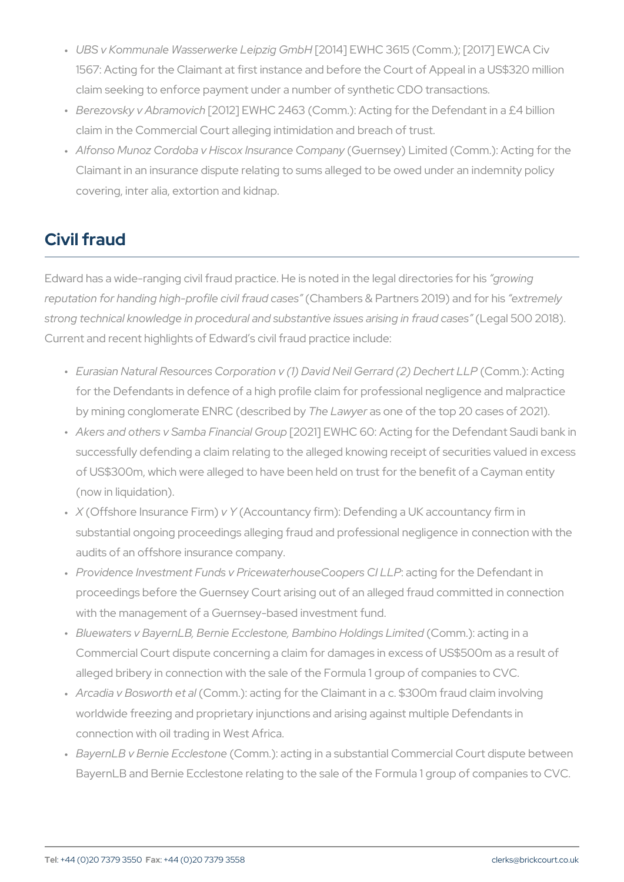- *UBS v Kommunale Wasserwerke Leipzig GmbH* [2014] EWHC 3615 (Comm.); [2017] EWCA Civ 1567: Acting for the Claimant at first instance and before the Court of Appeal in a US$320 million claim seeking to enforce payment under a number of synthetic CDO transactions.
- *Berezovsky v Abramovich* [2012] EWHC 2463 (Comm.): Acting for the Defendant in a £4 billion claim in the Commercial Court alleging intimidation and breach of trust.
- *Alfonso Munoz Cordoba v Hiscox Insurance Company* (Guernsey) Limited (Comm.): Acting for the Claimant in an insurance dispute relating to sums alleged to be owed under an indemnity policy covering, inter alia, extortion and kidnap.

## Civil fraud

Edward has a wide-ranging civil fraud practice. He is noted in the legal directories for his *"growing reputation for handing high-profile civil fraud cases"* (Chambers & Partners 2019) and for his *"extremely strong technical knowledge in procedural and substantive issues arising in fraud cases"* (Legal 500 2018). Current and recent highlights of Edward's civil fraud practice include:

- *Eurasian Natural Resources Corporation v (1) David Neil Gerrard (2) Dechert LLP* (Comm.): Acting for the Defendants in defence of a high profile claim for professional negligence and malpractice by mining conglomerate ENRC (described by *The Lawyer* as one of the top 20 cases of 2021).
- *Akers and others v Samba Financial Group* [2021] EWHC 60: Acting for the Defendant Saudi bank in successfully defending a claim relating to the alleged knowing receipt of securities valued in excess of US$300m, which were alleged to have been held on trust for the benefit of a Cayman entity (now in liquidation).
- *X* (Offshore Insurance Firm) *v Y* (Accountancy firm): Defending a UK accountancy firm in substantial ongoing proceedings alleging fraud and professional negligence in connection with the audits of an offshore insurance company.
- *Providence Investment Funds v PricewaterhouseCoopers CI LLP*: acting for the Defendant in proceedings before the Guernsey Court arising out of an alleged fraud committed in connection with the management of a Guernsey-based investment fund.
- *Bluewaters v BayernLB, Bernie Ecclestone, Bambino Holdings Limited* (Comm.): acting in a Commercial Court dispute concerning a claim for damages in excess of US$500m as a result of alleged bribery in connection with the sale of the Formula 1 group of companies to CVC.
- *Arcadia v Bosworth et al* (Comm.): acting for the Claimant in a c. $300m fraud claim involving worldwide freezing and proprietary injunctions and arising against multiple Defendants in connection with oil trading in West Africa.
- *BayernLB v Bernie Ecclestone* (Comm.): acting in a substantial Commercial Court dispute between BayernLB and Bernie Ecclestone relating to the sale of the Formula 1 group of companies to CVC.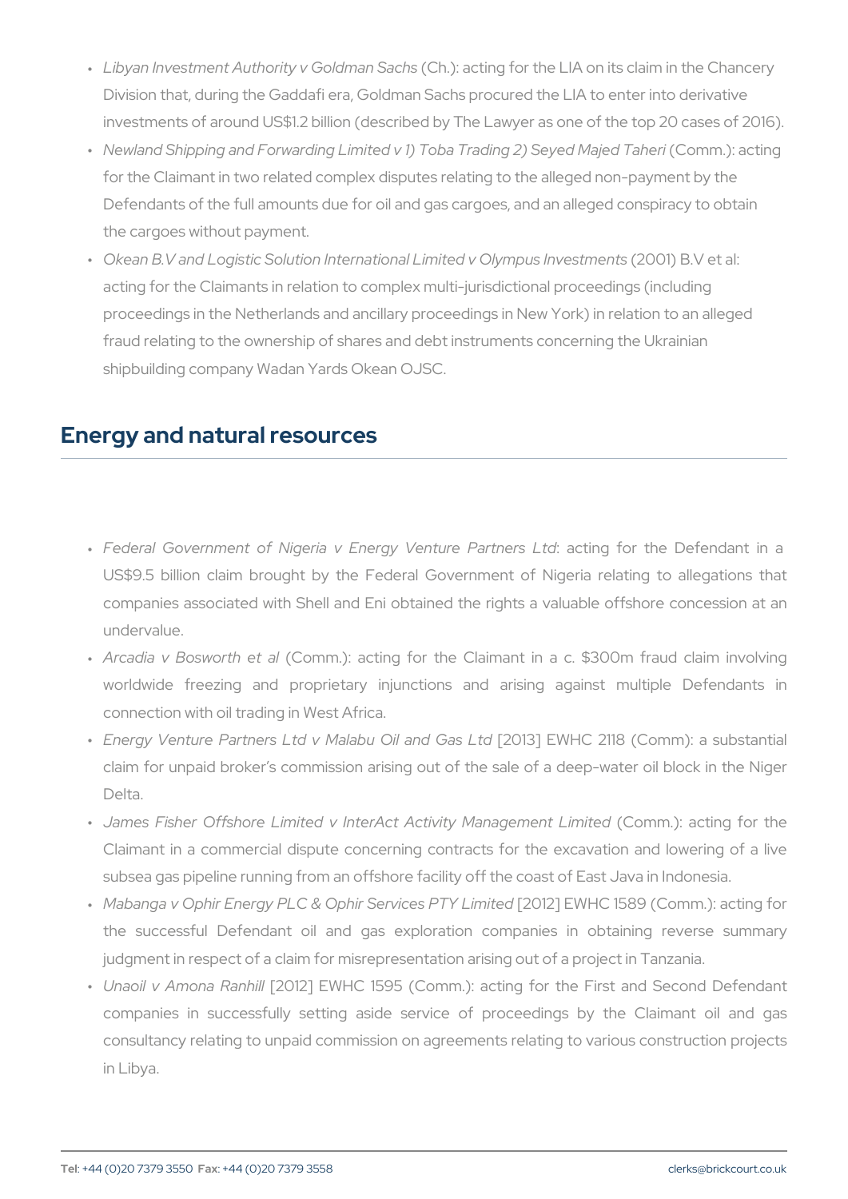- *Libyan Investment Authority v Goldman Sachs* (Ch.): acting for the LIA on its claim in the Chancery Division that, during the Gaddafi era, Goldman Sachs procured the LIA to enter into derivative investments of around US$1.2 billion (described by The Lawyer as one of the top 20 cases of 2016).
- *Newland Shipping and Forwarding Limited v 1) Toba Trading 2) Seyed Majed Taheri* (Comm.): acting for the Claimant in two related complex disputes relating to the alleged non-payment by the Defendants of the full amounts due for oil and gas cargoes, and an alleged conspiracy to obtain the cargoes without payment.
- *Okean B.V and Logistic Solution International Limited v Olympus Investments* (2001) B.V et al: acting for the Claimants in relation to complex multi-jurisdictional proceedings (including proceedings in the Netherlands and ancillary proceedings in New York) in relation to an alleged fraud relating to the ownership of shares and debt instruments concerning the Ukrainian shipbuilding company Wadan Yards Okean OJSC.

## Energy and natural resources

- *Federal Government of Nigeria v Energy Venture Partners Ltd*: acting for the Defendant in a US$9.5 billion claim brought by the Federal Government of Nigeria relating to allegations that companies associated with Shell and Eni obtained the rights a valuable offshore concession at an undervalue.
- *Arcadia v Bosworth et al* (Comm.): acting for the Claimant in a c. $300m fraud claim involving worldwide freezing and proprietary injunctions and arising against multiple Defendants in connection with oil trading in West Africa.
- *Energy Venture Partners Ltd v Malabu Oil and Gas Ltd* [2013] EWHC 2118 (Comm): a substantial claim for unpaid broker's commission arising out of the sale of a deep-water oil block in the Niger Delta.
- *James Fisher Offshore Limited v InterAct Activity Management Limited* (Comm.): acting for the Claimant in a commercial dispute concerning contracts for the excavation and lowering of a live subsea gas pipeline running from an offshore facility off the coast of East Java in Indonesia.
- *Mabanga v Ophir Energy PLC & Ophir Services PTY Limited* [2012] EWHC 1589 (Comm.): acting for the successful Defendant oil and gas exploration companies in obtaining reverse summary judgment in respect of a claim for misrepresentation arising out of a project in Tanzania.
- *Unaoil v Amona Ranhill* [2012] EWHC 1595 (Comm.): acting for the First and Second Defendant companies in successfully setting aside service of proceedings by the Claimant oil and gas consultancy relating to unpaid commission on agreements relating to various construction projects in Libya.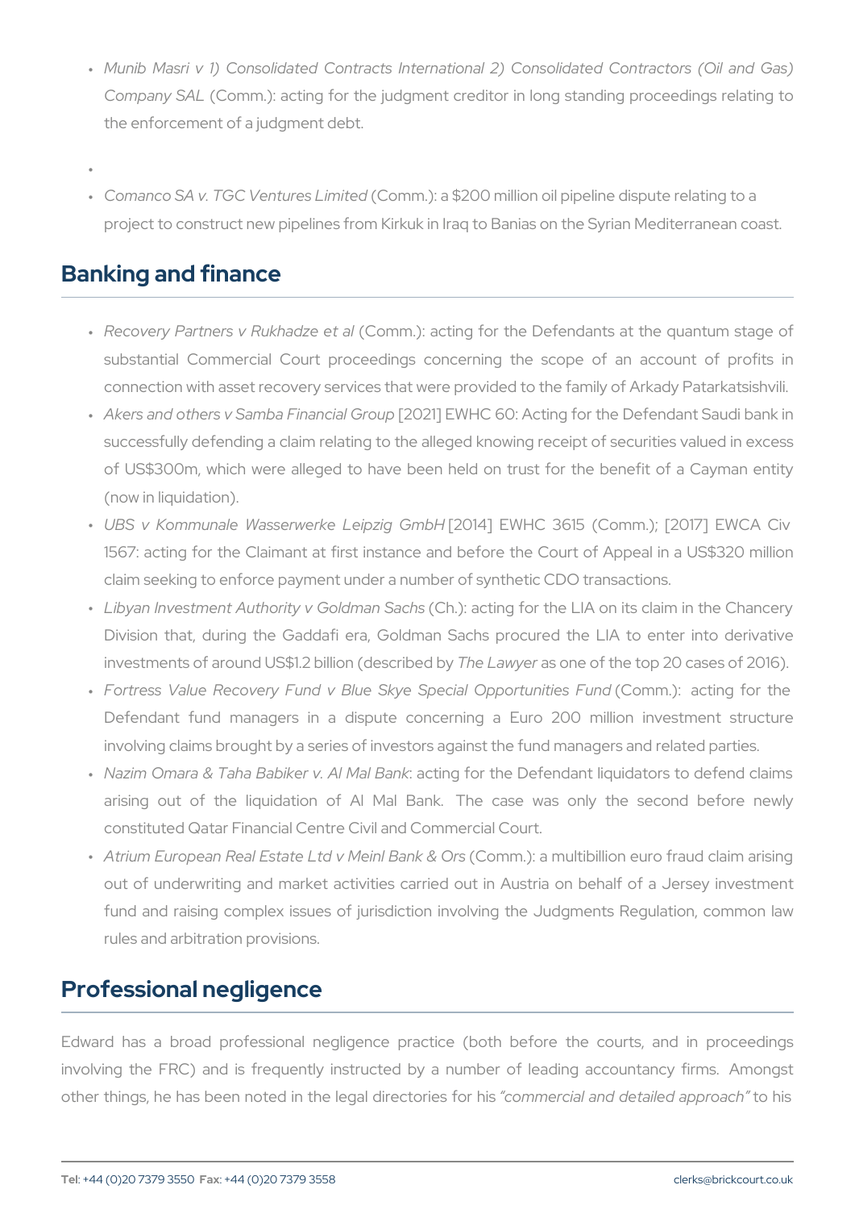- *Munib Masri v 1) Consolidated Contracts International 2) Consolidated Contractors (Oil and Gas) Company SAL* (Comm.): acting for the judgment creditor in long standing proceedings relating to the enforcement of a judgment debt.
- 
- *Comanco SA v. TGC Ventures Limited* (Comm.): a $200 million oil pipeline dispute relating to a project to construct new pipelines from Kirkuk in Iraq to Banias on the Syrian Mediterranean coast.

## Banking and finance

- *Recovery Partners v Rukhadze et al* (Comm.): acting for the Defendants at the quantum stage of substantial Commercial Court proceedings concerning the scope of an account of profits in connection with asset recovery services that were provided to the family of Arkady Patarkatsishvili.
- *Akers and others v Samba Financial Group* [2021] EWHC 60: Acting for the Defendant Saudi bank in successfully defending a claim relating to the alleged knowing receipt of securities valued in excess of US$300m, which were alleged to have been held on trust for the benefit of a Cayman entity (now in liquidation).
- *UBS v Kommunale Wasserwerke Leipzig GmbH* [2014] EWHC 3615 (Comm.); [2017] EWCA Civ 1567: acting for the Claimant at first instance and before the Court of Appeal in a US$320 million claim seeking to enforce payment under a number of synthetic CDO transactions.
- *Libyan Investment Authority v Goldman Sachs* (Ch.): acting for the LIA on its claim in the Chancery Division that, during the Gaddafi era, Goldman Sachs procured the LIA to enter into derivative investments of around US$1.2 billion (described by *The Lawyer* as one of the top 20 cases of 2016).
- *Fortress Value Recovery Fund v Blue Skye Special Opportunities Fund* (Comm.): acting for the Defendant fund managers in a dispute concerning a Euro 200 million investment structure involving claims brought by a series of investors against the fund managers and related parties.
- *Nazim Omara & Taha Babiker v. Al Mal Bank*: acting for the Defendant liquidators to defend claims arising out of the liquidation of Al Mal Bank. The case was only the second before newly constituted Qatar Financial Centre Civil and Commercial Court.
- *Atrium European Real Estate Ltd v Meinl Bank & Ors* (Comm.): a multibillion euro fraud claim arising out of underwriting and market activities carried out in Austria on behalf of a Jersey investment fund and raising complex issues of jurisdiction involving the Judgments Regulation, common law rules and arbitration provisions.

## Professional negligence

Edward has a broad professional negligence practice (both before the courts, and in proceedings involving the FRC) and is frequently instructed by a number of leading accountancy firms. Amongst other things, he has been noted in the legal directories for his *"commercial and detailed approach"* to his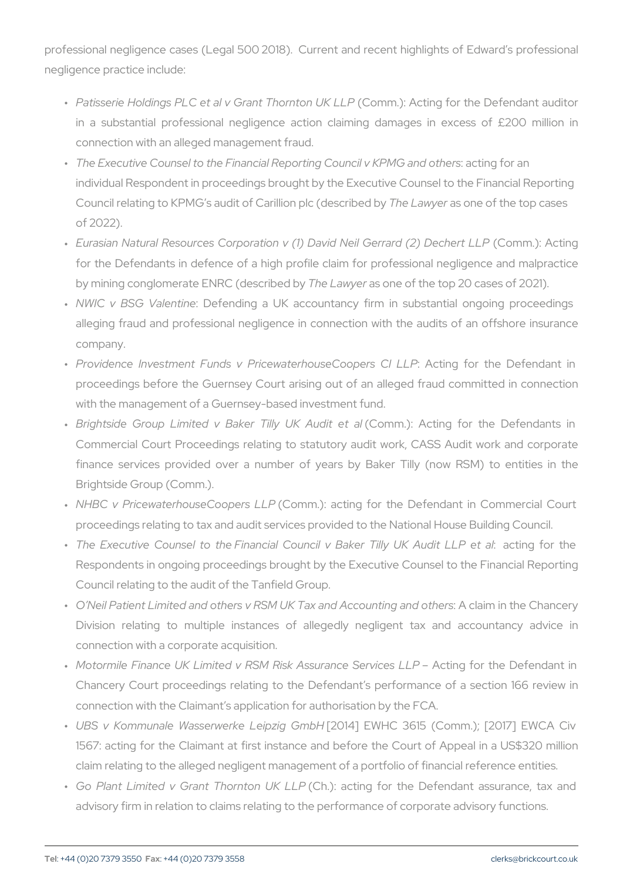professional negligence cases (Legal 500 2018). Current and recent highlights of Edward's professional negligence practice include:

- *Patisserie Holdings PLC et al v Grant Thornton UK LLP* (Comm.): Acting for the Defendant auditor in a substantial professional negligence action claiming damages in excess of £200 million in connection with an alleged management fraud.
- *The Executive Counsel to the Financial Reporting Council v KPMG and others*: acting for an individual Respondent in proceedings brought by the Executive Counsel to the Financial Reporting Council relating to KPMG's audit of Carillion plc (described by *The Lawyer* as one of the top cases of 2022).
- *Eurasian Natural Resources Corporation v (1) David Neil Gerrard (2) Dechert LLP* (Comm.): Acting for the Defendants in defence of a high profile claim for professional negligence and malpractice by mining conglomerate ENRC (described by *The Lawyer* as one of the top 20 cases of 2021).
- *NWIC v BSG Valentine*: Defending a UK accountancy firm in substantial ongoing proceedings alleging fraud and professional negligence in connection with the audits of an offshore insurance company.
- *Providence Investment Funds v PricewaterhouseCoopers CI LLP*: Acting for the Defendant in proceedings before the Guernsey Court arising out of an alleged fraud committed in connection with the management of a Guernsey-based investment fund.
- *Brightside Group Limited v Baker Tilly UK Audit et al* (Comm.): Acting for the Defendants in Commercial Court Proceedings relating to statutory audit work, CASS Audit work and corporate finance services provided over a number of years by Baker Tilly (now RSM) to entities in the Brightside Group (Comm.).
- *NHBC v PricewaterhouseCoopers LLP* (Comm.): acting for the Defendant in Commercial Court proceedings relating to tax and audit services provided to the National House Building Council.
- *The Executive Counsel to the Financial Council v Baker Tilly UK Audit LLP et al*: acting for the Respondents in ongoing proceedings brought by the Executive Counsel to the Financial Reporting Council relating to the audit of the Tanfield Group.
- *O'Neil Patient Limited and others v RSM UK Tax and Accounting and others*: A claim in the Chancery Division relating to multiple instances of allegedly negligent tax and accountancy advice in connection with a corporate acquisition.
- *Motormile Finance UK Limited v RSM Risk Assurance Services LLP* – Acting for the Defendant in Chancery Court proceedings relating to the Defendant's performance of a section 166 review in connection with the Claimant's application for authorisation by the FCA.
- *UBS v Kommunale Wasserwerke Leipzig GmbH* [2014] EWHC 3615 (Comm.); [2017] EWCA Civ 1567: acting for the Claimant at first instance and before the Court of Appeal in a US$320 million claim relating to the alleged negligent management of a portfolio of financial reference entities.
- *Go Plant Limited v Grant Thornton UK LLP* (Ch.): acting for the Defendant assurance, tax and advisory firm in relation to claims relating to the performance of corporate advisory functions.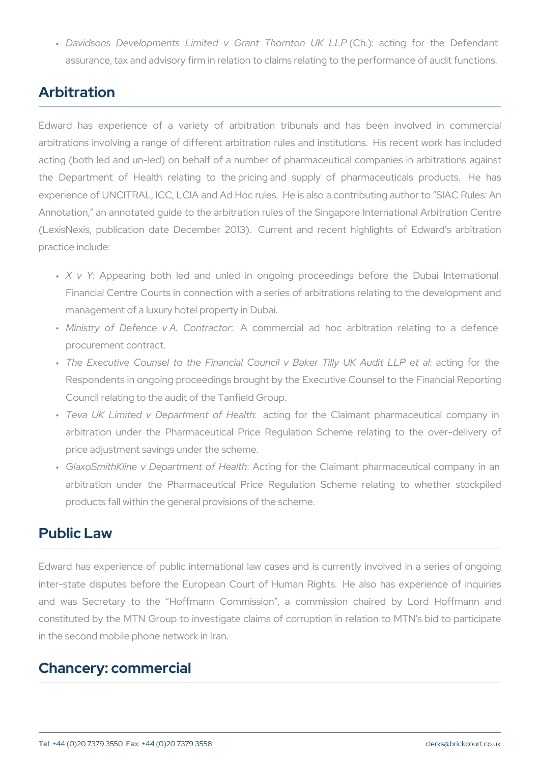- *Davidsons Developments Limited v Grant Thornton UK LLP* (Ch.): acting for the Defendant assurance, tax and advisory firm in relation to claims relating to the performance of audit functions.

## Arbitration

Edward has experience of a variety of arbitration tribunals and has been involved in commercial arbitrations involving a range of different arbitration rules and institutions. His recent work has included acting (both led and un-led) on behalf of a number of pharmaceutical companies in arbitrations against the Department of Health relating to the pricing and supply of pharmaceuticals products. He has experience of UNCITRAL, ICC, LCIA and Ad Hoc rules. He is also a contributing author to "SIAC Rules: An Annotation," an annotated guide to the arbitration rules of the Singapore International Arbitration Centre (LexisNexis, publication date December 2013). Current and recent highlights of Edward's arbitration practice include:

- *X v Y*: Appearing both led and unled in ongoing proceedings before the Dubai International Financial Centre Courts in connection with a series of arbitrations relating to the development and management of a luxury hotel property in Dubai.
- *Ministry of Defence v A. Contractor*: A commercial ad hoc arbitration relating to a defence procurement contract.
- *The Executive Counsel to the Financial Council v Baker Tilly UK Audit LLP et al*: acting for the Respondents in ongoing proceedings brought by the Executive Counsel to the Financial Reporting Council relating to the audit of the Tanfield Group.
- *Teva UK Limited v Department of Health*: acting for the Claimant pharmaceutical company in arbitration under the Pharmaceutical Price Regulation Scheme relating to the over-delivery of price adjustment savings under the scheme.
- *GlaxoSmithKline v Department of Health*: Acting for the Claimant pharmaceutical company in an arbitration under the Pharmaceutical Price Regulation Scheme relating to whether stockpiled products fall within the general provisions of the scheme.

## Public Law

Edward has experience of public international law cases and is currently involved in a series of ongoing inter-state disputes before the European Court of Human Rights. He also has experience of inquiries and was Secretary to the "Hoffmann Commission", a commission chaired by Lord Hoffmann and constituted by the MTN Group to investigate claims of corruption in relation to MTN's bid to participate in the second mobile phone network in Iran.

## Chancery: commercial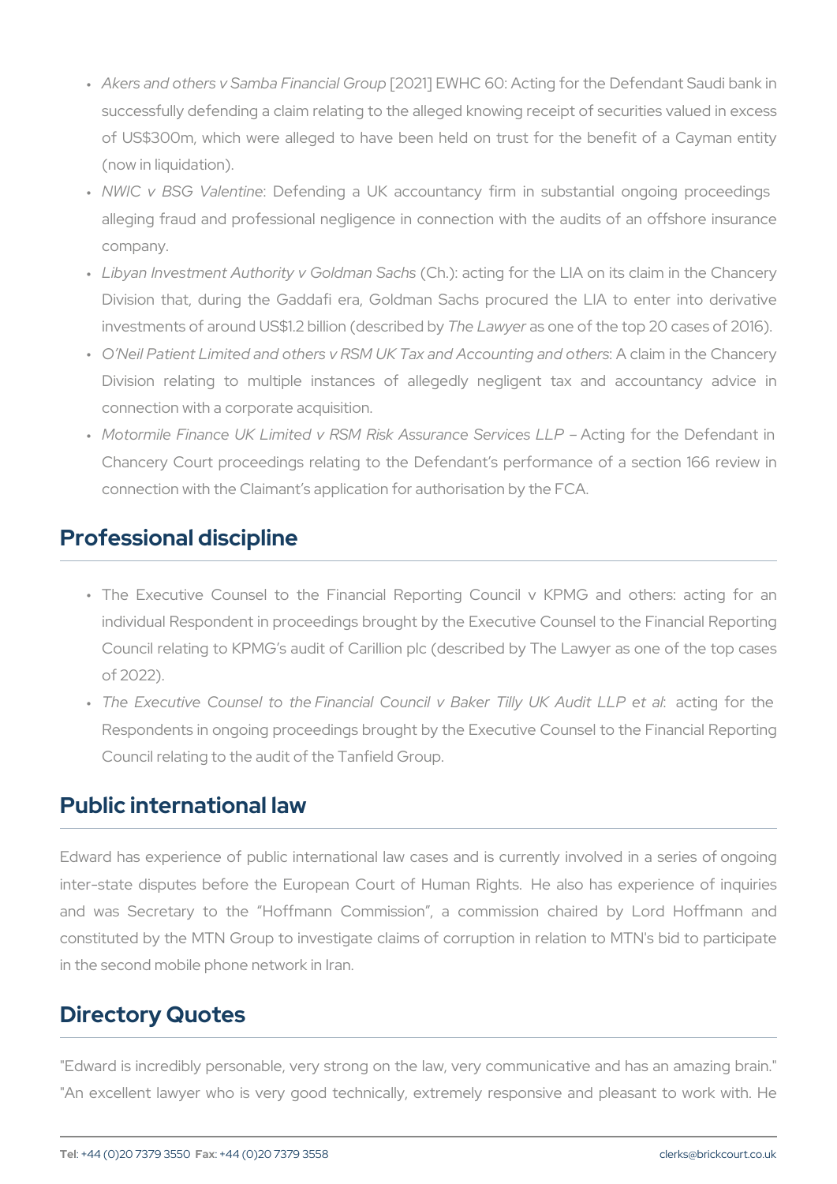- *Akers and others v Samba Financial Group* [2021] EWHC 60: Acting for the Defendant Saudi bank in successfully defending a claim relating to the alleged knowing receipt of securities valued in excess of US$300m, which were alleged to have been held on trust for the benefit of a Cayman entity (now in liquidation).
- *NWIC v BSG Valentine*: Defending a UK accountancy firm in substantial ongoing proceedings alleging fraud and professional negligence in connection with the audits of an offshore insurance company.
- *Libyan Investment Authority v Goldman Sachs* (Ch.): acting for the LIA on its claim in the Chancery Division that, during the Gaddafi era, Goldman Sachs procured the LIA to enter into derivative investments of around US$1.2 billion (described by *The Lawyer* as one of the top 20 cases of 2016).
- *O'Neil Patient Limited and others v RSM UK Tax and Accounting and others*: A claim in the Chancery Division relating to multiple instances of allegedly negligent tax and accountancy advice in connection with a corporate acquisition.
- *Motormile Finance UK Limited v RSM Risk Assurance Services LLP* – Acting for the Defendant in Chancery Court proceedings relating to the Defendant's performance of a section 166 review in connection with the Claimant's application for authorisation by the FCA.

## Professional discipline

- The Executive Counsel to the Financial Reporting Council v KPMG and others: acting for an individual Respondent in proceedings brought by the Executive Counsel to the Financial Reporting Council relating to KPMG's audit of Carillion plc (described by The Lawyer as one of the top cases of 2022).
- *The Executive Counsel to the Financial Council v Baker Tilly UK Audit LLP et al*: acting for the Respondents in ongoing proceedings brought by the Executive Counsel to the Financial Reporting Council relating to the audit of the Tanfield Group.

## Public international law

Edward has experience of public international law cases and is currently involved in a series of ongoing inter-state disputes before the European Court of Human Rights. He also has experience of inquiries and was Secretary to the "Hoffmann Commission", a commission chaired by Lord Hoffmann and constituted by the MTN Group to investigate claims of corruption in relation to MTN's bid to participate in the second mobile phone network in Iran.

## Directory Quotes

"Edward is incredibly personable, very strong on the law, very communicative and has an amazing brain." "An excellent lawyer who is very good technically, extremely responsive and pleasant to work with. He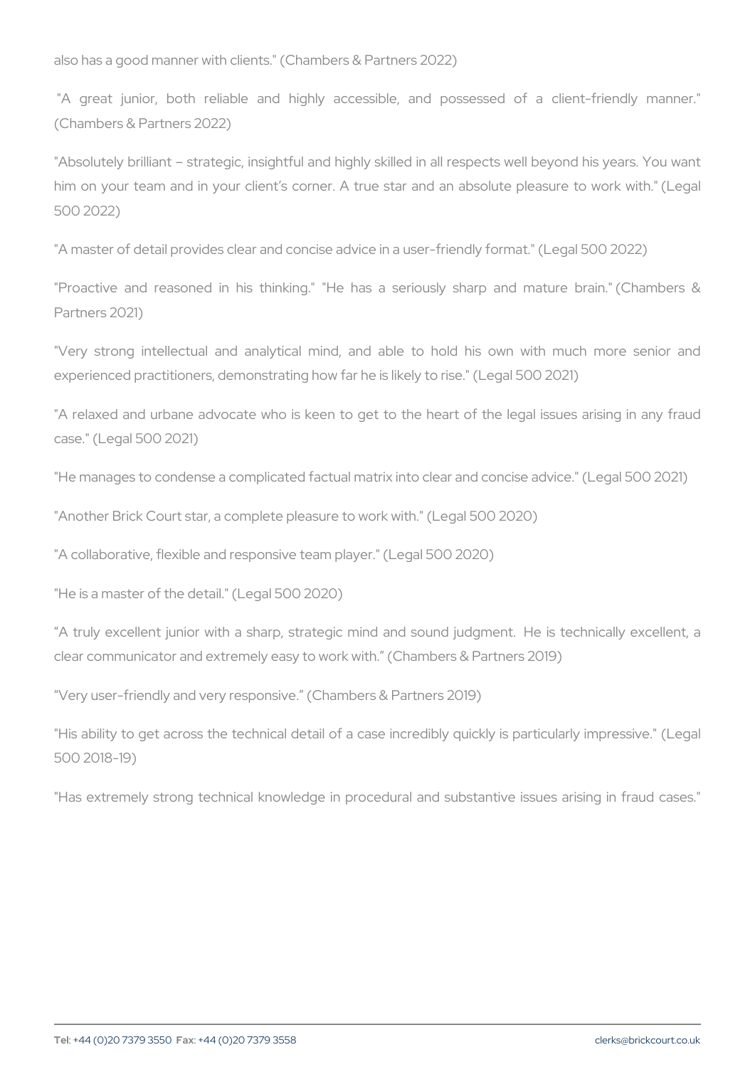also has a good manner with clients." (Chambers & Partners 2022)

"A great junior, both reliable and highly accessible, and possessed of a client-friendly manner." (Chambers & Partners 2022)

"Absolutely brilliant – strategic, insightful and highly skilled in all respects well beyond his years. You want him on your team and in your client's corner. A true star and an absolute pleasure to work with." (Legal 500 2022)

"A master of detail provides clear and concise advice in a user-friendly format." (Legal 500 2022)

"Proactive and reasoned in his thinking." "He has a seriously sharp and mature brain." (Chambers & Partners 2021)

"Very strong intellectual and analytical mind, and able to hold his own with much more senior and experienced practitioners, demonstrating how far he is likely to rise." (Legal 500 2021)

"A relaxed and urbane advocate who is keen to get to the heart of the legal issues arising in any fraud case." (Legal 500 2021)

"He manages to condense a complicated factual matrix into clear and concise advice." (Legal 500 2021)

"Another Brick Court star, a complete pleasure to work with." (Legal 500 2020)

"A collaborative, flexible and responsive team player." (Legal 500 2020)

"He is a master of the detail." (Legal 500 2020)

"A truly excellent junior with a sharp, strategic mind and sound judgment. He is technically excellent, a clear communicator and extremely easy to work with." (Chambers & Partners 2019)

"Very user-friendly and very responsive." (Chambers & Partners 2019)

"His ability to get across the technical detail of a case incredibly quickly is particularly impressive." (Legal 500 2018-19)

"Has extremely strong technical knowledge in procedural and substantive issues arising in fraud cases."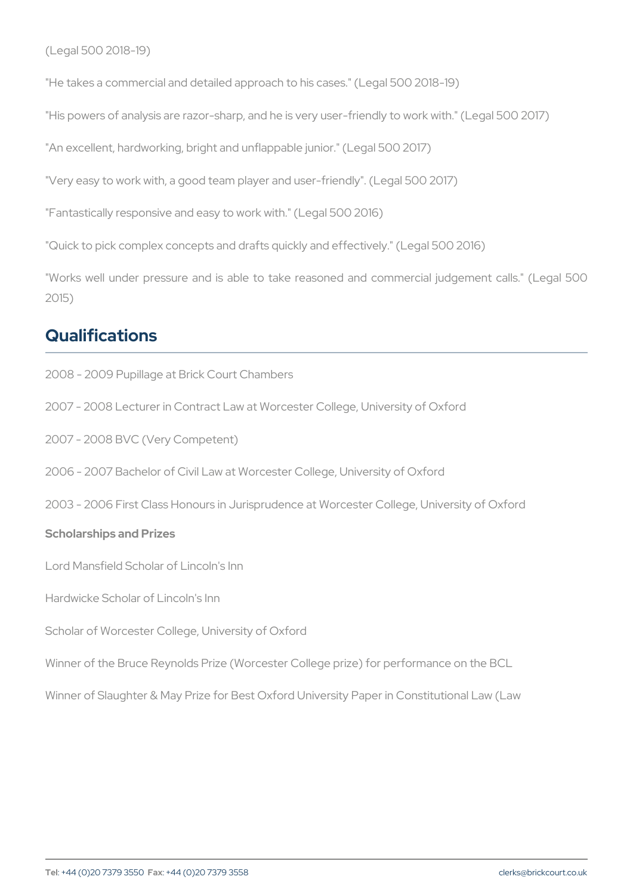(Legal 500 2018-19)

"He takes a commercial and detailed approach to his cases." (Legal 500 2018-19)

"His powers of analysis are razor-sharp, and he is very user-friendly to work with." (Legal 500 2017)

"An excellent, hardworking, bright and unflappable junior." (Legal 500 2017)

"Very easy to work with, a good team player and user-friendly". (Legal 500 2017)

"Fantastically responsive and easy to work with." (Legal 500 2016)

"Quick to pick complex concepts and drafts quickly and effectively." (Legal 500 2016)

"Works well under pressure and is able to take reasoned and commercial judgement calls." (Legal 500 2015)

## Qualifications

2008 - 2009 Pupillage at Brick Court Chambers

2007 - 2008 Lecturer in Contract Law at Worcester College, University of Oxford

2007 - 2008 BVC (Very Competent)

2006 - 2007 Bachelor of Civil Law at Worcester College, University of Oxford

2003 - 2006 First Class Honours in Jurisprudence at Worcester College, University of Oxford

### Scholarships and Prizes

Lord Mansfield Scholar of Lincoln's Inn

Hardwicke Scholar of Lincoln's Inn

Scholar of Worcester College, University of Oxford

Winner of the Bruce Reynolds Prize (Worcester College prize) for performance on the BCL

Winner of Slaughter & May Prize for Best Oxford University Paper in Constitutional Law (Law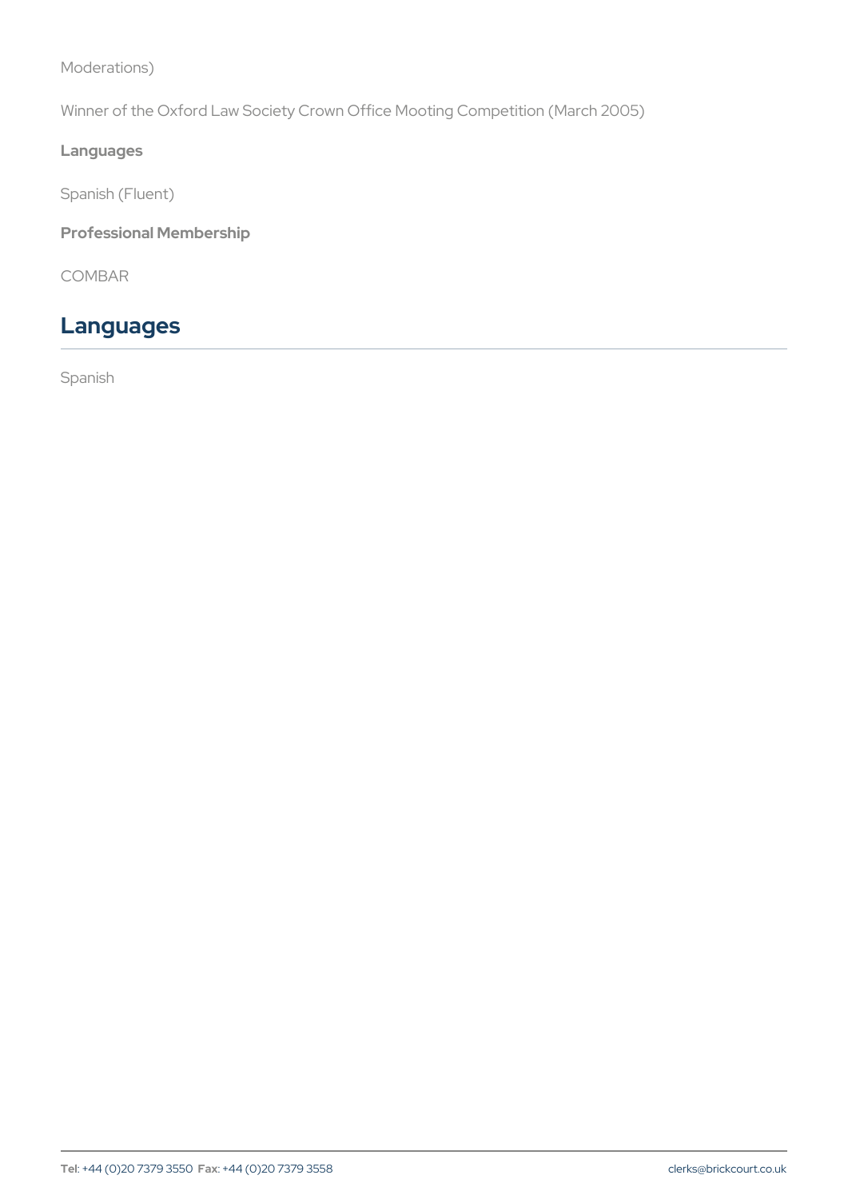Moderations)

Winner of the Oxford Law Society Crown Office Mooting Competition (March 2005)

**Languages**

Spanish (Fluent)

**Professional Membership**

COMBAR

## Languages

Spanish